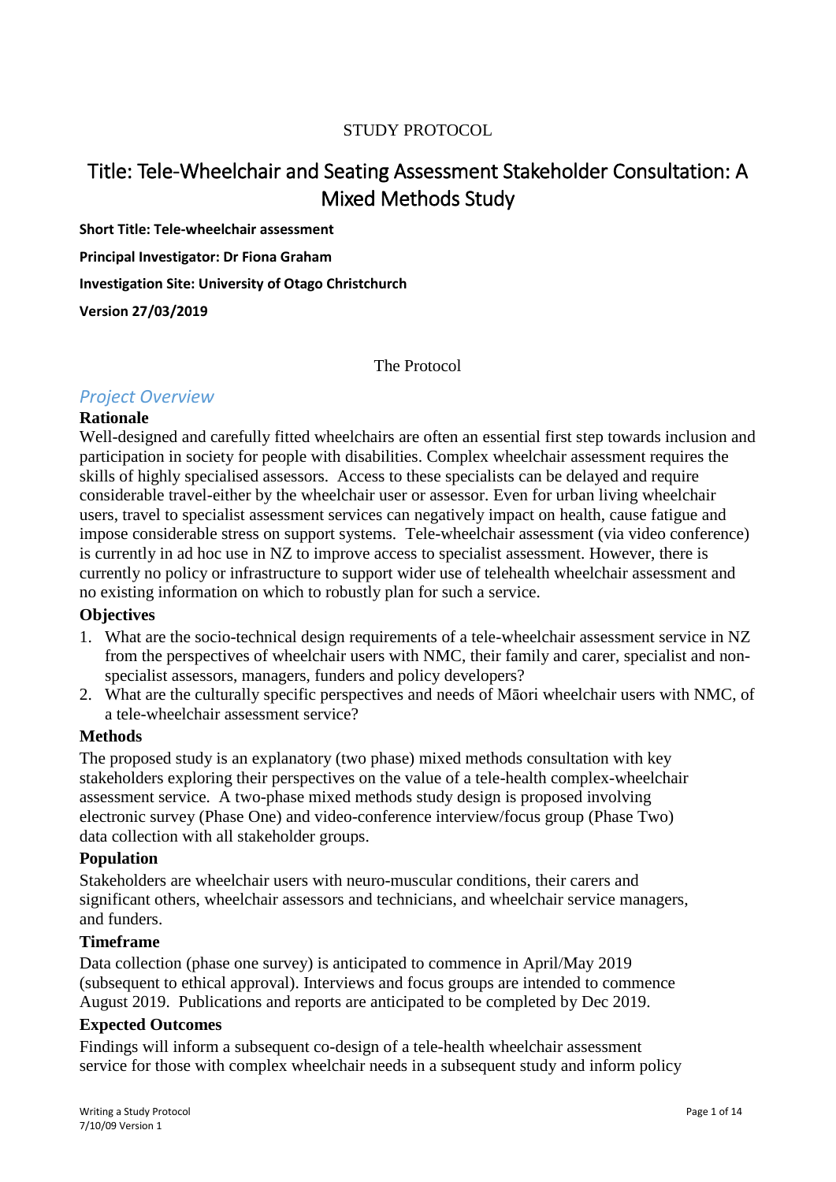STUDY PROTOCOL

# Title: Tele-Wheelchair and Seating Assessment Stakeholder Consultation: A Mixed Methods Study

**Short Title: Tele-wheelchair assessment**

**Principal Investigator: Dr Fiona Graham**

**Investigation Site: University of Otago Christchurch**

**Version 27/03/2019**

The Protocol

## *Project Overview*

### Rationale

Well-designed and carefully fitted wheelchairs are often an essential first step towards inclusion and participation in society for people with disabilities. Complex wheelchair assessment requires the skills of highly specialised assessors. Access to these specialists can be delayed and require considerable travel-either by the wheelchair user or assessor. Even for urban living wheelchair users, travel to specialist assessment services can negatively impact on health, cause fatigue and impose considerable stress on support systems. Tele-wheelchair assessment (via video conference) is currently in ad hoc use in NZ to improve access to specialist assessment. However, there is currently no policy or infrastructure to support wider use of telehealth wheelchair assessment and no existing information on which to robustly plan for such a service.

### Objectives

1. What are the socio-technical design requirements of a tele-wheelchair assessment service in NZ from the perspectives of wheelchair users with NMC, their family and carer, specialist and non-specialist assessors, managers, funders and policy developers?
2. What are the culturally specific perspectives and needs of Māori wheelchair users with NMC, of a tele-wheelchair assessment service?

### Methods

The proposed study is an explanatory (two phase) mixed methods consultation with key stakeholders exploring their perspectives on the value of a tele-health complex-wheelchair assessment service. A two-phase mixed methods study design is proposed involving electronic survey (Phase One) and video-conference interview/focus group (Phase Two) data collection with all stakeholder groups.

### Population

Stakeholders are wheelchair users with neuro-muscular conditions, their carers and significant others, wheelchair assessors and technicians, and wheelchair service managers, and funders.

### Timeframe

Data collection (phase one survey) is anticipated to commence in April/May 2019 (subsequent to ethical approval). Interviews and focus groups are intended to commence August 2019. Publications and reports are anticipated to be completed by Dec 2019.

### Expected Outcomes

Findings will inform a subsequent co-design of a tele-health wheelchair assessment service for those with complex wheelchair needs in a subsequent study and inform policy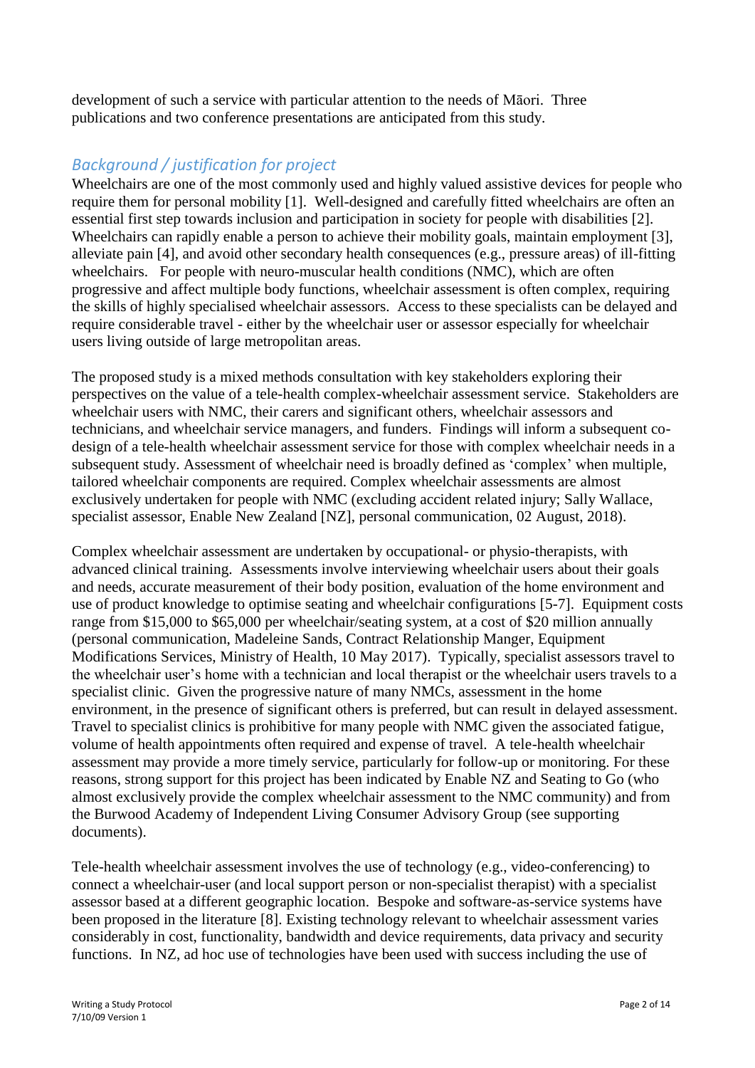development of such a service with particular attention to the needs of Māori. Three publications and two conference presentations are anticipated from this study.

## *Background / justification for project*

Wheelchairs are one of the most commonly used and highly valued assistive devices for people who require them for personal mobility [1]. Well-designed and carefully fitted wheelchairs are often an essential first step towards inclusion and participation in society for people with disabilities [2]. Wheelchairs can rapidly enable a person to achieve their mobility goals, maintain employment [3], alleviate pain [4], and avoid other secondary health consequences (e.g., pressure areas) of ill-fitting wheelchairs. For people with neuro-muscular health conditions (NMC), which are often progressive and affect multiple body functions, wheelchair assessment is often complex, requiring the skills of highly specialised wheelchair assessors. Access to these specialists can be delayed and require considerable travel - either by the wheelchair user or assessor especially for wheelchair users living outside of large metropolitan areas.

The proposed study is a mixed methods consultation with key stakeholders exploring their perspectives on the value of a tele-health complex-wheelchair assessment service. Stakeholders are wheelchair users with NMC, their carers and significant others, wheelchair assessors and technicians, and wheelchair service managers, and funders. Findings will inform a subsequent co-design of a tele-health wheelchair assessment service for those with complex wheelchair needs in a subsequent study. Assessment of wheelchair need is broadly defined as 'complex' when multiple, tailored wheelchair components are required. Complex wheelchair assessments are almost exclusively undertaken for people with NMC (excluding accident related injury; Sally Wallace, specialist assessor, Enable New Zealand [NZ], personal communication, 02 August, 2018).

Complex wheelchair assessment are undertaken by occupational- or physio-therapists, with advanced clinical training. Assessments involve interviewing wheelchair users about their goals and needs, accurate measurement of their body position, evaluation of the home environment and use of product knowledge to optimise seating and wheelchair configurations [5-7]. Equipment costs range from $15,000 to $65,000 per wheelchair/seating system, at a cost of $20 million annually (personal communication, Madeleine Sands, Contract Relationship Manger, Equipment Modifications Services, Ministry of Health, 10 May 2017). Typically, specialist assessors travel to the wheelchair user's home with a technician and local therapist or the wheelchair users travels to a specialist clinic. Given the progressive nature of many NMCs, assessment in the home environment, in the presence of significant others is preferred, but can result in delayed assessment. Travel to specialist clinics is prohibitive for many people with NMC given the associated fatigue, volume of health appointments often required and expense of travel. A tele-health wheelchair assessment may provide a more timely service, particularly for follow-up or monitoring. For these reasons, strong support for this project has been indicated by Enable NZ and Seating to Go (who almost exclusively provide the complex wheelchair assessment to the NMC community) and from the Burwood Academy of Independent Living Consumer Advisory Group (see supporting documents).

Tele-health wheelchair assessment involves the use of technology (e.g., video-conferencing) to connect a wheelchair-user (and local support person or non-specialist therapist) with a specialist assessor based at a different geographic location. Bespoke and software-as-service systems have been proposed in the literature [8]. Existing technology relevant to wheelchair assessment varies considerably in cost, functionality, bandwidth and device requirements, data privacy and security functions. In NZ, ad hoc use of technologies have been used with success including the use of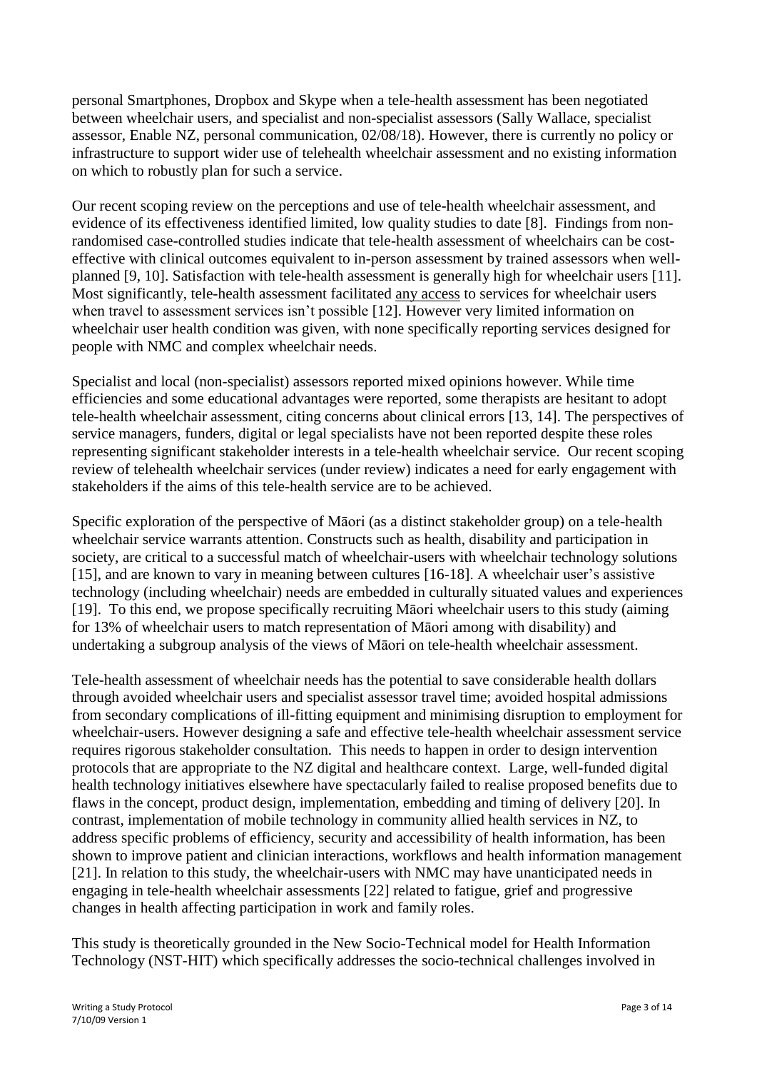personal Smartphones, Dropbox and Skype when a tele-health assessment has been negotiated between wheelchair users, and specialist and non-specialist assessors (Sally Wallace, specialist assessor, Enable NZ, personal communication, 02/08/18). However, there is currently no policy or infrastructure to support wider use of telehealth wheelchair assessment and no existing information on which to robustly plan for such a service.

Our recent scoping review on the perceptions and use of tele-health wheelchair assessment, and evidence of its effectiveness identified limited, low quality studies to date [8]. Findings from non-randomised case-controlled studies indicate that tele-health assessment of wheelchairs can be cost-effective with clinical outcomes equivalent to in-person assessment by trained assessors when well-planned [9, 10]. Satisfaction with tele-health assessment is generally high for wheelchair users [11]. Most significantly, tele-health assessment facilitated <u>any access</u> to services for wheelchair users when travel to assessment services isn't possible [12]. However very limited information on wheelchair user health condition was given, with none specifically reporting services designed for people with NMC and complex wheelchair needs.

Specialist and local (non-specialist) assessors reported mixed opinions however. While time efficiencies and some educational advantages were reported, some therapists are hesitant to adopt tele-health wheelchair assessment, citing concerns about clinical errors [13, 14]. The perspectives of service managers, funders, digital or legal specialists have not been reported despite these roles representing significant stakeholder interests in a tele-health wheelchair service. Our recent scoping review of telehealth wheelchair services (under review) indicates a need for early engagement with stakeholders if the aims of this tele-health service are to be achieved.

Specific exploration of the perspective of Māori (as a distinct stakeholder group) on a tele-health wheelchair service warrants attention. Constructs such as health, disability and participation in society, are critical to a successful match of wheelchair-users with wheelchair technology solutions [15], and are known to vary in meaning between cultures [16-18]. A wheelchair user's assistive technology (including wheelchair) needs are embedded in culturally situated values and experiences [19]. To this end, we propose specifically recruiting Māori wheelchair users to this study (aiming for 13% of wheelchair users to match representation of Māori among with disability) and undertaking a subgroup analysis of the views of Māori on tele-health wheelchair assessment.

Tele-health assessment of wheelchair needs has the potential to save considerable health dollars through avoided wheelchair users and specialist assessor travel time; avoided hospital admissions from secondary complications of ill-fitting equipment and minimising disruption to employment for wheelchair-users. However designing a safe and effective tele-health wheelchair assessment service requires rigorous stakeholder consultation. This needs to happen in order to design intervention protocols that are appropriate to the NZ digital and healthcare context. Large, well-funded digital health technology initiatives elsewhere have spectacularly failed to realise proposed benefits due to flaws in the concept, product design, implementation, embedding and timing of delivery [20]. In contrast, implementation of mobile technology in community allied health services in NZ, to address specific problems of efficiency, security and accessibility of health information, has been shown to improve patient and clinician interactions, workflows and health information management [21]. In relation to this study, the wheelchair-users with NMC may have unanticipated needs in engaging in tele-health wheelchair assessments [22] related to fatigue, grief and progressive changes in health affecting participation in work and family roles.

This study is theoretically grounded in the New Socio-Technical model for Health Information Technology (NST-HIT) which specifically addresses the socio-technical challenges involved in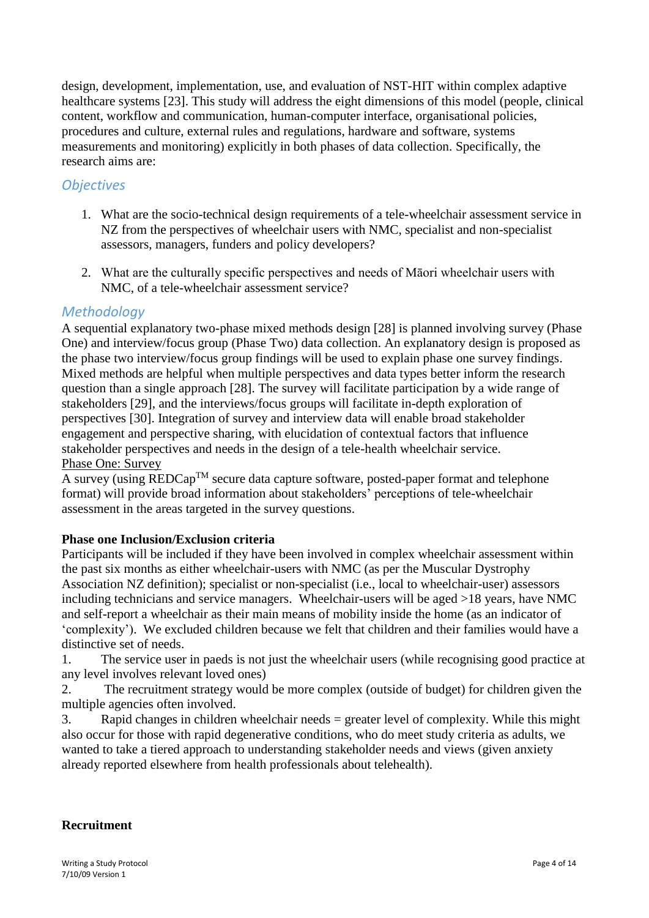design, development, implementation, use, and evaluation of NST-HIT within complex adaptive healthcare systems [23]. This study will address the eight dimensions of this model (people, clinical content, workflow and communication, human-computer interface, organisational policies, procedures and culture, external rules and regulations, hardware and software, systems measurements and monitoring) explicitly in both phases of data collection. Specifically, the research aims are:

## *Objectives*

1. What are the socio-technical design requirements of a tele-wheelchair assessment service in NZ from the perspectives of wheelchair users with NMC, specialist and non-specialist assessors, managers, funders and policy developers?

2. What are the culturally specific perspectives and needs of Māori wheelchair users with NMC, of a tele-wheelchair assessment service?

## *Methodology*

A sequential explanatory two-phase mixed methods design [28] is planned involving survey (Phase One) and interview/focus group (Phase Two) data collection. An explanatory design is proposed as the phase two interview/focus group findings will be used to explain phase one survey findings. Mixed methods are helpful when multiple perspectives and data types better inform the research question than a single approach [28]. The survey will facilitate participation by a wide range of stakeholders [29], and the interviews/focus groups will facilitate in-depth exploration of perspectives [30]. Integration of survey and interview data will enable broad stakeholder engagement and perspective sharing, with elucidation of contextual factors that influence stakeholder perspectives and needs in the design of a tele-health wheelchair service.

Phase One: Survey

A survey (using REDCap™ secure data capture software, posted-paper format and telephone format) will provide broad information about stakeholders' perceptions of tele-wheelchair assessment in the areas targeted in the survey questions.

**Phase one Inclusion/Exclusion criteria**

Participants will be included if they have been involved in complex wheelchair assessment within the past six months as either wheelchair-users with NMC (as per the Muscular Dystrophy Association NZ definition); specialist or non-specialist (i.e., local to wheelchair-user) assessors including technicians and service managers. Wheelchair-users will be aged >18 years, have NMC and self-report a wheelchair as their main means of mobility inside the home (as an indicator of 'complexity'). We excluded children because we felt that children and their families would have a distinctive set of needs.

1. The service user in paeds is not just the wheelchair users (while recognising good practice at any level involves relevant loved ones)
2. The recruitment strategy would be more complex (outside of budget) for children given the multiple agencies often involved.
3. Rapid changes in children wheelchair needs = greater level of complexity. While this might also occur for those with rapid degenerative conditions, who do meet study criteria as adults, we wanted to take a tiered approach to understanding stakeholder needs and views (given anxiety already reported elsewhere from health professionals about telehealth).

**Recruitment**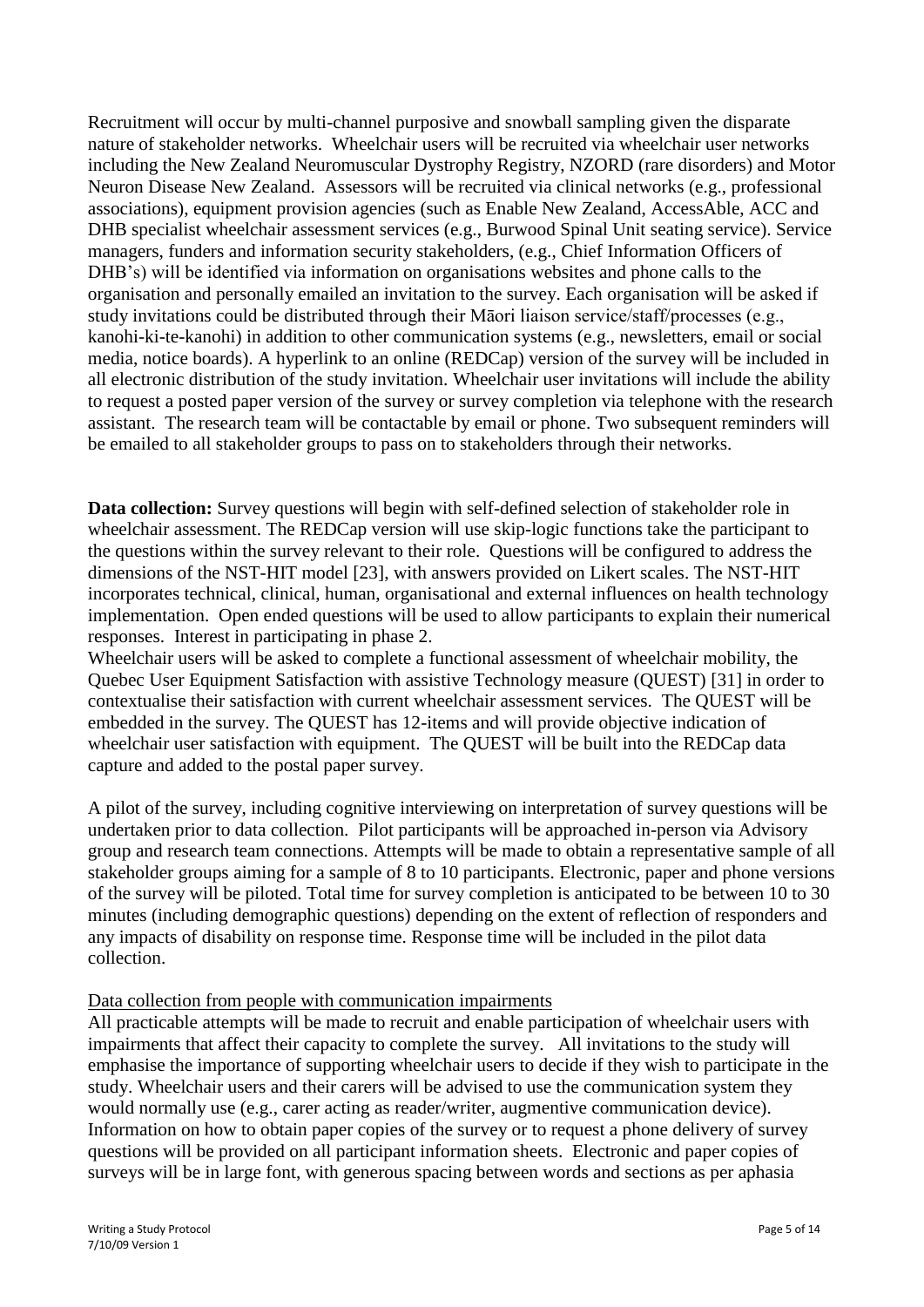Recruitment will occur by multi-channel purposive and snowball sampling given the disparate nature of stakeholder networks. Wheelchair users will be recruited via wheelchair user networks including the New Zealand Neuromuscular Dystrophy Registry, NZORD (rare disorders) and Motor Neuron Disease New Zealand. Assessors will be recruited via clinical networks (e.g., professional associations), equipment provision agencies (such as Enable New Zealand, AccessAble, ACC and DHB specialist wheelchair assessment services (e.g., Burwood Spinal Unit seating service). Service managers, funders and information security stakeholders, (e.g., Chief Information Officers of DHB's) will be identified via information on organisations websites and phone calls to the organisation and personally emailed an invitation to the survey. Each organisation will be asked if study invitations could be distributed through their Māori liaison service/staff/processes (e.g., kanohi-ki-te-kanohi) in addition to other communication systems (e.g., newsletters, email or social media, notice boards). A hyperlink to an online (REDCap) version of the survey will be included in all electronic distribution of the study invitation. Wheelchair user invitations will include the ability to request a posted paper version of the survey or survey completion via telephone with the research assistant. The research team will be contactable by email or phone. Two subsequent reminders will be emailed to all stakeholder groups to pass on to stakeholders through their networks.

**Data collection:** Survey questions will begin with self-defined selection of stakeholder role in wheelchair assessment. The REDCap version will use skip-logic functions take the participant to the questions within the survey relevant to their role. Questions will be configured to address the dimensions of the NST-HIT model [23], with answers provided on Likert scales. The NST-HIT incorporates technical, clinical, human, organisational and external influences on health technology implementation. Open ended questions will be used to allow participants to explain their numerical responses. Interest in participating in phase 2.

Wheelchair users will be asked to complete a functional assessment of wheelchair mobility, the Quebec User Equipment Satisfaction with assistive Technology measure (QUEST) [31] in order to contextualise their satisfaction with current wheelchair assessment services. The QUEST will be embedded in the survey. The QUEST has 12-items and will provide objective indication of wheelchair user satisfaction with equipment. The QUEST will be built into the REDCap data capture and added to the postal paper survey.

A pilot of the survey, including cognitive interviewing on interpretation of survey questions will be undertaken prior to data collection. Pilot participants will be approached in-person via Advisory group and research team connections. Attempts will be made to obtain a representative sample of all stakeholder groups aiming for a sample of 8 to 10 participants. Electronic, paper and phone versions of the survey will be piloted. Total time for survey completion is anticipated to be between 10 to 30 minutes (including demographic questions) depending on the extent of reflection of responders and any impacts of disability on response time. Response time will be included in the pilot data collection.

<u>Data collection from people with communication impairments</u>

All practicable attempts will be made to recruit and enable participation of wheelchair users with impairments that affect their capacity to complete the survey. All invitations to the study will emphasise the importance of supporting wheelchair users to decide if they wish to participate in the study. Wheelchair users and their carers will be advised to use the communication system they would normally use (e.g., carer acting as reader/writer, augmentive communication device). Information on how to obtain paper copies of the survey or to request a phone delivery of survey questions will be provided on all participant information sheets. Electronic and paper copies of surveys will be in large font, with generous spacing between words and sections as per aphasia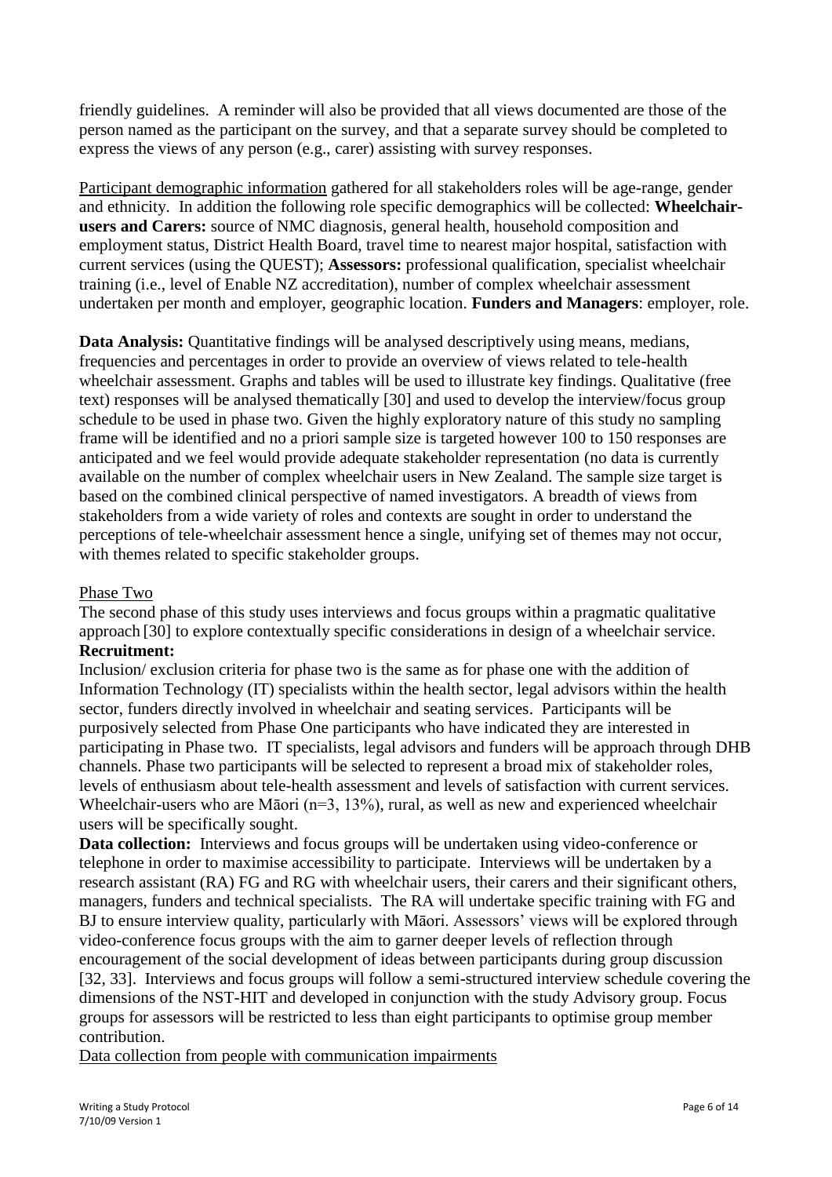friendly guidelines. A reminder will also be provided that all views documented are those of the person named as the participant on the survey, and that a separate survey should be completed to express the views of any person (e.g., carer) assisting with survey responses.

Participant demographic information gathered for all stakeholders roles will be age-range, gender and ethnicity. In addition the following role specific demographics will be collected: **Wheelchair-users and Carers:** source of NMC diagnosis, general health, household composition and employment status, District Health Board, travel time to nearest major hospital, satisfaction with current services (using the QUEST); **Assessors:** professional qualification, specialist wheelchair training (i.e., level of Enable NZ accreditation), number of complex wheelchair assessment undertaken per month and employer, geographic location. **Funders and Managers**: employer, role.

**Data Analysis:** Quantitative findings will be analysed descriptively using means, medians, frequencies and percentages in order to provide an overview of views related to tele-health wheelchair assessment. Graphs and tables will be used to illustrate key findings. Qualitative (free text) responses will be analysed thematically [30] and used to develop the interview/focus group schedule to be used in phase two. Given the highly exploratory nature of this study no sampling frame will be identified and no a priori sample size is targeted however 100 to 150 responses are anticipated and we feel would provide adequate stakeholder representation (no data is currently available on the number of complex wheelchair users in New Zealand. The sample size target is based on the combined clinical perspective of named investigators. A breadth of views from stakeholders from a wide variety of roles and contexts are sought in order to understand the perceptions of tele-wheelchair assessment hence a single, unifying set of themes may not occur, with themes related to specific stakeholder groups.

Phase Two

The second phase of this study uses interviews and focus groups within a pragmatic qualitative approach [30] to explore contextually specific considerations in design of a wheelchair service.

**Recruitment:**

Inclusion/ exclusion criteria for phase two is the same as for phase one with the addition of Information Technology (IT) specialists within the health sector, legal advisors within the health sector, funders directly involved in wheelchair and seating services. Participants will be purposively selected from Phase One participants who have indicated they are interested in participating in Phase two. IT specialists, legal advisors and funders will be approach through DHB channels. Phase two participants will be selected to represent a broad mix of stakeholder roles, levels of enthusiasm about tele-health assessment and levels of satisfaction with current services. Wheelchair-users who are Māori (n=3, 13%), rural, as well as new and experienced wheelchair users will be specifically sought.

**Data collection:** Interviews and focus groups will be undertaken using video-conference or telephone in order to maximise accessibility to participate. Interviews will be undertaken by a research assistant (RA) FG and RG with wheelchair users, their carers and their significant others, managers, funders and technical specialists. The RA will undertake specific training with FG and BJ to ensure interview quality, particularly with Māori. Assessors' views will be explored through video-conference focus groups with the aim to garner deeper levels of reflection through encouragement of the social development of ideas between participants during group discussion [32, 33]. Interviews and focus groups will follow a semi-structured interview schedule covering the dimensions of the NST-HIT and developed in conjunction with the study Advisory group. Focus groups for assessors will be restricted to less than eight participants to optimise group member contribution.

Data collection from people with communication impairments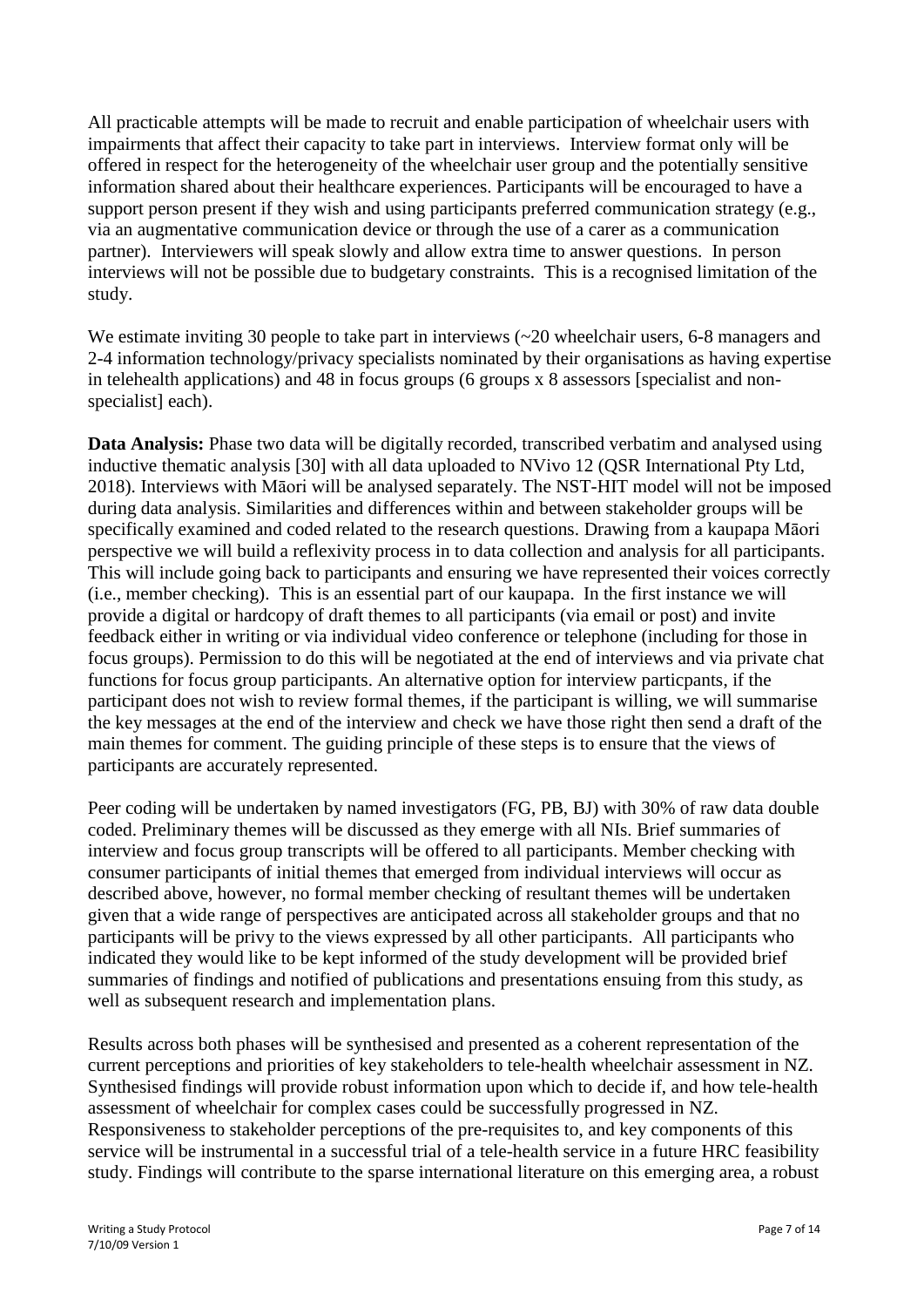All practicable attempts will be made to recruit and enable participation of wheelchair users with impairments that affect their capacity to take part in interviews. Interview format only will be offered in respect for the heterogeneity of the wheelchair user group and the potentially sensitive information shared about their healthcare experiences. Participants will be encouraged to have a support person present if they wish and using participants preferred communication strategy (e.g., via an augmentative communication device or through the use of a carer as a communication partner). Interviewers will speak slowly and allow extra time to answer questions. In person interviews will not be possible due to budgetary constraints. This is a recognised limitation of the study.

We estimate inviting 30 people to take part in interviews (~20 wheelchair users, 6-8 managers and 2-4 information technology/privacy specialists nominated by their organisations as having expertise in telehealth applications) and 48 in focus groups (6 groups x 8 assessors [specialist and non-specialist] each).

**Data Analysis:** Phase two data will be digitally recorded, transcribed verbatim and analysed using inductive thematic analysis [30] with all data uploaded to NVivo 12 (QSR International Pty Ltd, 2018). Interviews with Māori will be analysed separately. The NST-HIT model will not be imposed during data analysis. Similarities and differences within and between stakeholder groups will be specifically examined and coded related to the research questions. Drawing from a kaupapa Māori perspective we will build a reflexivity process in to data collection and analysis for all participants. This will include going back to participants and ensuring we have represented their voices correctly (i.e., member checking). This is an essential part of our kaupapa. In the first instance we will provide a digital or hardcopy of draft themes to all participants (via email or post) and invite feedback either in writing or via individual video conference or telephone (including for those in focus groups). Permission to do this will be negotiated at the end of interviews and via private chat functions for focus group participants. An alternative option for interview particpants, if the participant does not wish to review formal themes, if the participant is willing, we will summarise the key messages at the end of the interview and check we have those right then send a draft of the main themes for comment. The guiding principle of these steps is to ensure that the views of participants are accurately represented.

Peer coding will be undertaken by named investigators (FG, PB, BJ) with 30% of raw data double coded. Preliminary themes will be discussed as they emerge with all NIs. Brief summaries of interview and focus group transcripts will be offered to all participants. Member checking with consumer participants of initial themes that emerged from individual interviews will occur as described above, however, no formal member checking of resultant themes will be undertaken given that a wide range of perspectives are anticipated across all stakeholder groups and that no participants will be privy to the views expressed by all other participants. All participants who indicated they would like to be kept informed of the study development will be provided brief summaries of findings and notified of publications and presentations ensuing from this study, as well as subsequent research and implementation plans.

Results across both phases will be synthesised and presented as a coherent representation of the current perceptions and priorities of key stakeholders to tele-health wheelchair assessment in NZ. Synthesised findings will provide robust information upon which to decide if, and how tele-health assessment of wheelchair for complex cases could be successfully progressed in NZ. Responsiveness to stakeholder perceptions of the pre-requisites to, and key components of this service will be instrumental in a successful trial of a tele-health service in a future HRC feasibility study. Findings will contribute to the sparse international literature on this emerging area, a robust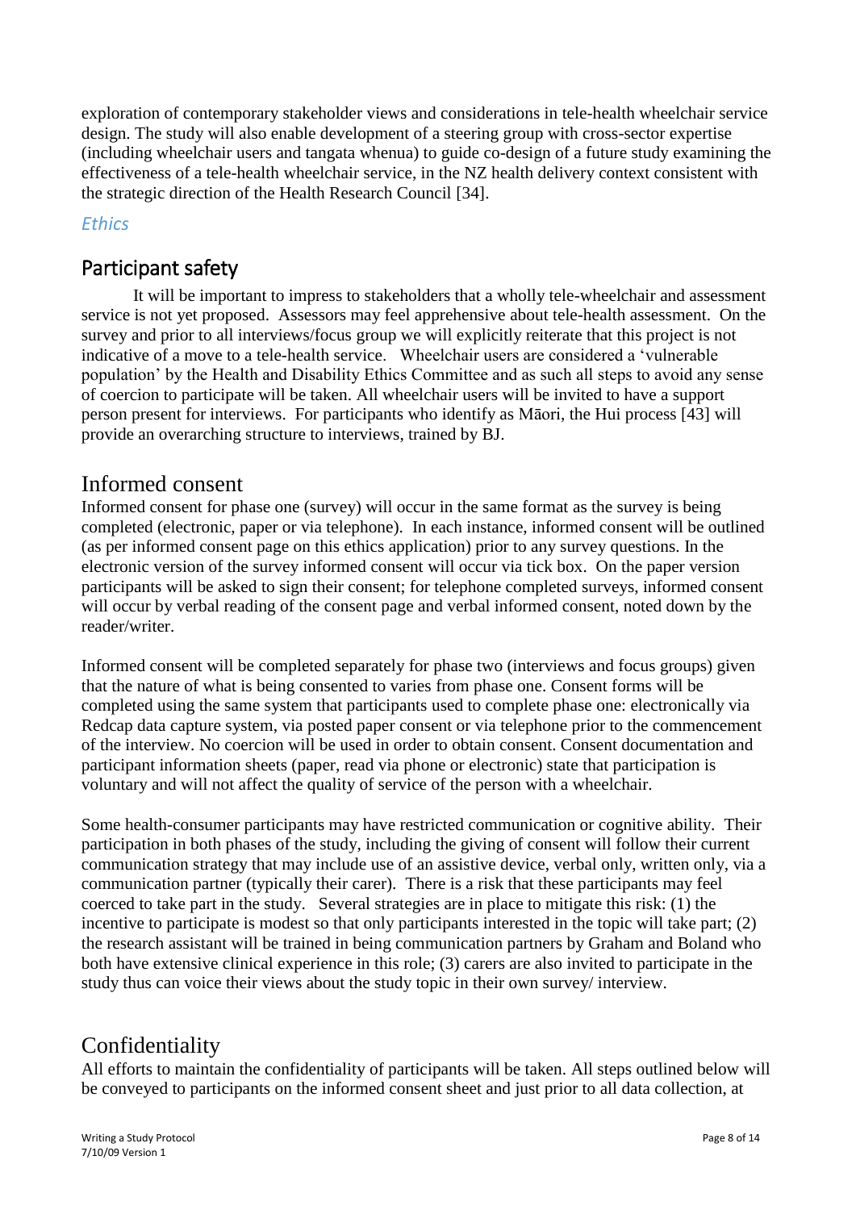exploration of contemporary stakeholder views and considerations in tele-health wheelchair service design. The study will also enable development of a steering group with cross-sector expertise (including wheelchair users and tangata whenua) to guide co-design of a future study examining the effectiveness of a tele-health wheelchair service, in the NZ health delivery context consistent with the strategic direction of the Health Research Council [34].

### *Ethics*

## Participant safety

It will be important to impress to stakeholders that a wholly tele-wheelchair and assessment service is not yet proposed. Assessors may feel apprehensive about tele-health assessment. On the survey and prior to all interviews/focus group we will explicitly reiterate that this project is not indicative of a move to a tele-health service. Wheelchair users are considered a 'vulnerable population' by the Health and Disability Ethics Committee and as such all steps to avoid any sense of coercion to participate will be taken. All wheelchair users will be invited to have a support person present for interviews. For participants who identify as Māori, the Hui process [43] will provide an overarching structure to interviews, trained by BJ.

## Informed consent

Informed consent for phase one (survey) will occur in the same format as the survey is being completed (electronic, paper or via telephone). In each instance, informed consent will be outlined (as per informed consent page on this ethics application) prior to any survey questions. In the electronic version of the survey informed consent will occur via tick box. On the paper version participants will be asked to sign their consent; for telephone completed surveys, informed consent will occur by verbal reading of the consent page and verbal informed consent, noted down by the reader/writer.

Informed consent will be completed separately for phase two (interviews and focus groups) given that the nature of what is being consented to varies from phase one. Consent forms will be completed using the same system that participants used to complete phase one: electronically via Redcap data capture system, via posted paper consent or via telephone prior to the commencement of the interview. No coercion will be used in order to obtain consent. Consent documentation and participant information sheets (paper, read via phone or electronic) state that participation is voluntary and will not affect the quality of service of the person with a wheelchair.

Some health-consumer participants may have restricted communication or cognitive ability. Their participation in both phases of the study, including the giving of consent will follow their current communication strategy that may include use of an assistive device, verbal only, written only, via a communication partner (typically their carer). There is a risk that these participants may feel coerced to take part in the study. Several strategies are in place to mitigate this risk: (1) the incentive to participate is modest so that only participants interested in the topic will take part; (2) the research assistant will be trained in being communication partners by Graham and Boland who both have extensive clinical experience in this role; (3) carers are also invited to participate in the study thus can voice their views about the study topic in their own survey/ interview.

## Confidentiality

All efforts to maintain the confidentiality of participants will be taken. All steps outlined below will be conveyed to participants on the informed consent sheet and just prior to all data collection, at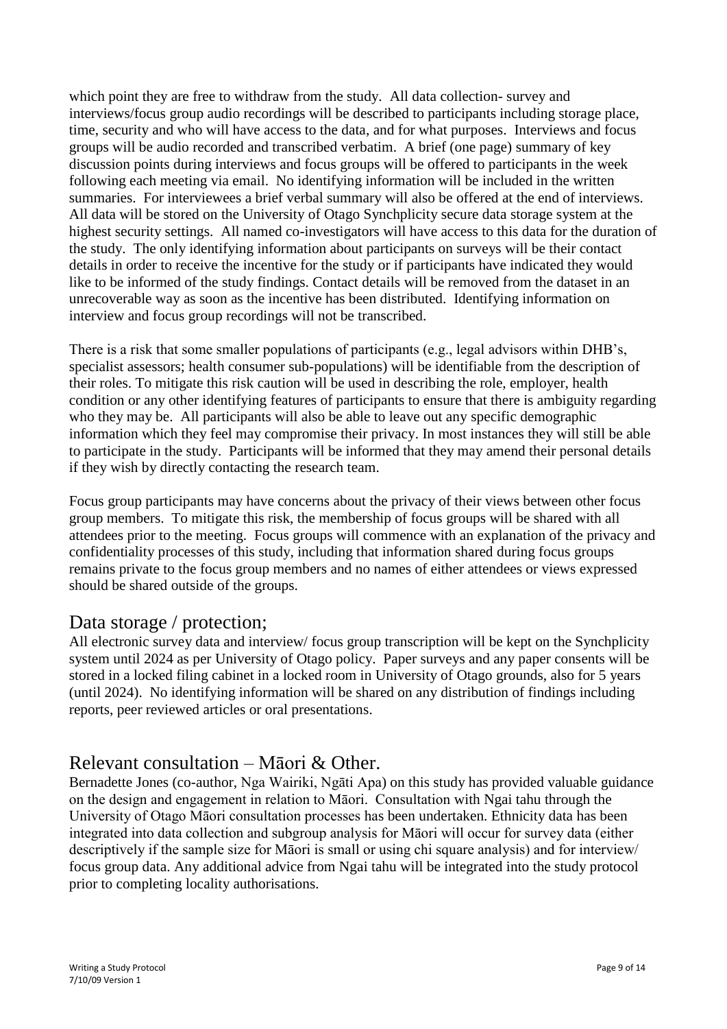which point they are free to withdraw from the study. All data collection- survey and interviews/focus group audio recordings will be described to participants including storage place, time, security and who will have access to the data, and for what purposes. Interviews and focus groups will be audio recorded and transcribed verbatim. A brief (one page) summary of key discussion points during interviews and focus groups will be offered to participants in the week following each meeting via email. No identifying information will be included in the written summaries. For interviewees a brief verbal summary will also be offered at the end of interviews. All data will be stored on the University of Otago Synchplicity secure data storage system at the highest security settings. All named co-investigators will have access to this data for the duration of the study. The only identifying information about participants on surveys will be their contact details in order to receive the incentive for the study or if participants have indicated they would like to be informed of the study findings. Contact details will be removed from the dataset in an unrecoverable way as soon as the incentive has been distributed. Identifying information on interview and focus group recordings will not be transcribed.

There is a risk that some smaller populations of participants (e.g., legal advisors within DHB's, specialist assessors; health consumer sub-populations) will be identifiable from the description of their roles. To mitigate this risk caution will be used in describing the role, employer, health condition or any other identifying features of participants to ensure that there is ambiguity regarding who they may be. All participants will also be able to leave out any specific demographic information which they feel may compromise their privacy. In most instances they will still be able to participate in the study. Participants will be informed that they may amend their personal details if they wish by directly contacting the research team.

Focus group participants may have concerns about the privacy of their views between other focus group members. To mitigate this risk, the membership of focus groups will be shared with all attendees prior to the meeting. Focus groups will commence with an explanation of the privacy and confidentiality processes of this study, including that information shared during focus groups remains private to the focus group members and no names of either attendees or views expressed should be shared outside of the groups.

## Data storage / protection;

All electronic survey data and interview/ focus group transcription will be kept on the Synchplicity system until 2024 as per University of Otago policy. Paper surveys and any paper consents will be stored in a locked filing cabinet in a locked room in University of Otago grounds, also for 5 years (until 2024). No identifying information will be shared on any distribution of findings including reports, peer reviewed articles or oral presentations.

## Relevant consultation – Māori & Other.

Bernadette Jones (co-author, Nga Wairiki, Ngāti Apa) on this study has provided valuable guidance on the design and engagement in relation to Māori. Consultation with Ngai tahu through the University of Otago Māori consultation processes has been undertaken. Ethnicity data has been integrated into data collection and subgroup analysis for Māori will occur for survey data (either descriptively if the sample size for Māori is small or using chi square analysis) and for interview/ focus group data. Any additional advice from Ngai tahu will be integrated into the study protocol prior to completing locality authorisations.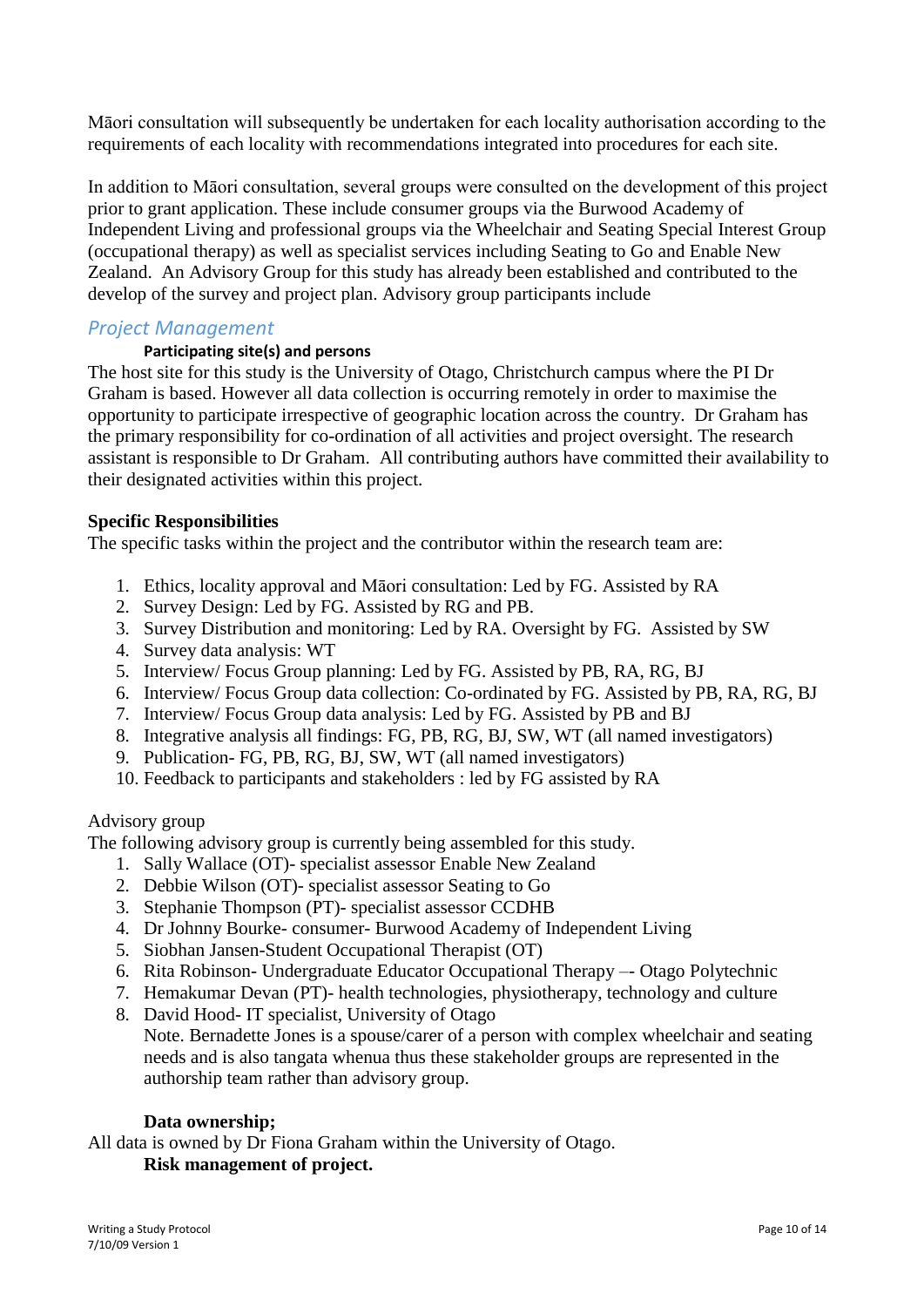Māori consultation will subsequently be undertaken for each locality authorisation according to the requirements of each locality with recommendations integrated into procedures for each site.

In addition to Māori consultation, several groups were consulted on the development of this project prior to grant application. These include consumer groups via the Burwood Academy of Independent Living and professional groups via the Wheelchair and Seating Special Interest Group (occupational therapy) as well as specialist services including Seating to Go and Enable New Zealand. An Advisory Group for this study has already been established and contributed to the develop of the survey and project plan. Advisory group participants include

## *Project Management*

#### **Participating site(s) and persons**

The host site for this study is the University of Otago, Christchurch campus where the PI Dr Graham is based. However all data collection is occurring remotely in order to maximise the opportunity to participate irrespective of geographic location across the country. Dr Graham has the primary responsibility for co-ordination of all activities and project oversight. The research assistant is responsible to Dr Graham. All contributing authors have committed their availability to their designated activities within this project.

**Specific Responsibilities**

The specific tasks within the project and the contributor within the research team are:

1. Ethics, locality approval and Māori consultation: Led by FG. Assisted by RA
2. Survey Design: Led by FG. Assisted by RG and PB.
3. Survey Distribution and monitoring: Led by RA. Oversight by FG. Assisted by SW
4. Survey data analysis: WT
5. Interview/ Focus Group planning: Led by FG. Assisted by PB, RA, RG, BJ
6. Interview/ Focus Group data collection: Co-ordinated by FG. Assisted by PB, RA, RG, BJ
7. Interview/ Focus Group data analysis: Led by FG. Assisted by PB and BJ
8. Integrative analysis all findings: FG, PB, RG, BJ, SW, WT (all named investigators)
9. Publication- FG, PB, RG, BJ, SW, WT (all named investigators)
10. Feedback to participants and stakeholders : led by FG assisted by RA

Advisory group

The following advisory group is currently being assembled for this study.

1. Sally Wallace (OT)- specialist assessor Enable New Zealand
2. Debbie Wilson (OT)- specialist assessor Seating to Go
3. Stephanie Thompson (PT)- specialist assessor CCDHB
4. Dr Johnny Bourke- consumer- Burwood Academy of Independent Living
5. Siobhan Jansen-Student Occupational Therapist (OT)
6. Rita Robinson- Undergraduate Educator Occupational Therapy –- Otago Polytechnic
7. Hemakumar Devan (PT)- health technologies, physiotherapy, technology and culture
8. David Hood- IT specialist, University of Otago

   Note. Bernadette Jones is a spouse/carer of a person with complex wheelchair and seating needs and is also tangata whenua thus these stakeholder groups are represented in the authorship team rather than advisory group.

**Data ownership;**

All data is owned by Dr Fiona Graham within the University of Otago.

**Risk management of project.**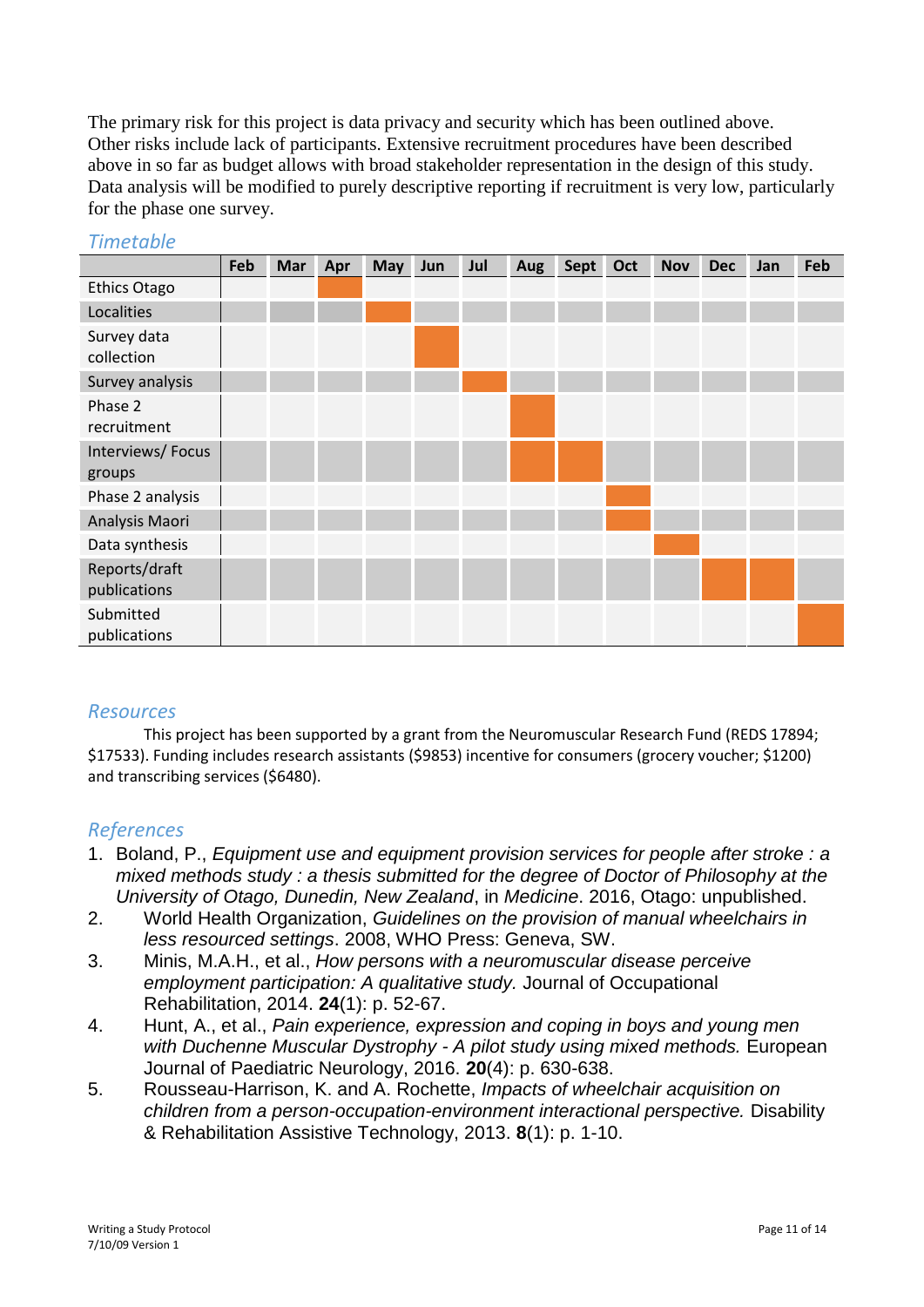The primary risk for this project is data privacy and security which has been outlined above. Other risks include lack of participants. Extensive recruitment procedures have been described above in so far as budget allows with broad stakeholder representation in the design of this study. Data analysis will be modified to purely descriptive reporting if recruitment is very low, particularly for the phase one survey.

## *Timetable*

| | Feb | Mar | Apr | May | Jun | Jul | Aug | Sept | Oct | Nov | Dec | Jan | Feb |
|---|---|---|---|---|---|---|---|---|---|---|---|---|---|
| Ethics Otago | | | ■ | | | | | | | | | | |
| Localities | | | | ■ | | | | | | | | | |
| Survey data collection | | | | | ■ | | | | | | | | |
| Survey analysis | | | | | | ■ | | | | | | | |
| Phase 2 recruitment | | | | | | | ■ | | | | | | |
| Interviews/ Focus groups | | | | | | | ■ | ■ | | | | | |
| Phase 2 analysis | | | | | | | | | ■ | | | | |
| Analysis Maori | | | | | | | | | ■ | | | | |
| Data synthesis | | | | | | | | | | ■ | | | |
| Reports/draft publications | | | | | | | | | | | ■ | ■ | |
| Submitted publications | | | | | | | | | | | | | ■ |

## *Resources*

This project has been supported by a grant from the Neuromuscular Research Fund (REDS 17894; $17533). Funding includes research assistants ($9853) incentive for consumers (grocery voucher; $1200) and transcribing services ($6480).

## *References*

1. Boland, P., *Equipment use and equipment provision services for people after stroke : a mixed methods study : a thesis submitted for the degree of Doctor of Philosophy at the University of Otago, Dunedin, New Zealand*, in *Medicine*. 2016, Otago: unpublished.
2. World Health Organization, *Guidelines on the provision of manual wheelchairs in less resourced settings*. 2008, WHO Press: Geneva, SW.
3. Minis, M.A.H., et al., *How persons with a neuromuscular disease perceive employment participation: A qualitative study.* Journal of Occupational Rehabilitation, 2014. **24**(1): p. 52-67.
4. Hunt, A., et al., *Pain experience, expression and coping in boys and young men with Duchenne Muscular Dystrophy - A pilot study using mixed methods.* European Journal of Paediatric Neurology, 2016. **20**(4): p. 630-638.
5. Rousseau-Harrison, K. and A. Rochette, *Impacts of wheelchair acquisition on children from a person-occupation-environment interactional perspective.* Disability & Rehabilitation Assistive Technology, 2013. **8**(1): p. 1-10.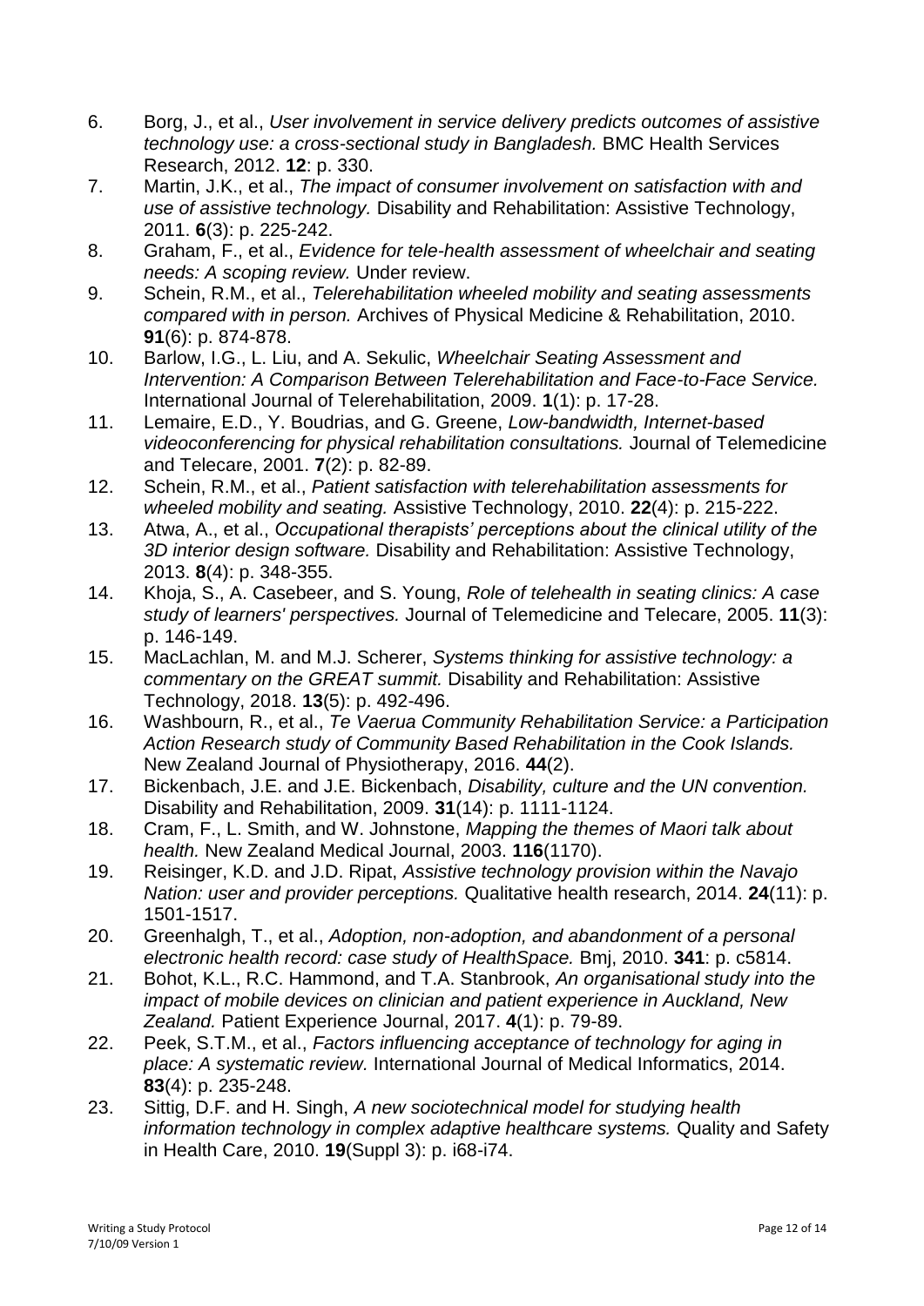6. Borg, J., et al., *User involvement in service delivery predicts outcomes of assistive technology use: a cross-sectional study in Bangladesh.* BMC Health Services Research, 2012. **12**: p. 330.
7. Martin, J.K., et al., *The impact of consumer involvement on satisfaction with and use of assistive technology.* Disability and Rehabilitation: Assistive Technology, 2011. **6**(3): p. 225-242.
8. Graham, F., et al., *Evidence for tele-health assessment of wheelchair and seating needs: A scoping review.* Under review.
9. Schein, R.M., et al., *Telerehabilitation wheeled mobility and seating assessments compared with in person.* Archives of Physical Medicine & Rehabilitation, 2010. **91**(6): p. 874-878.
10. Barlow, I.G., L. Liu, and A. Sekulic, *Wheelchair Seating Assessment and Intervention: A Comparison Between Telerehabilitation and Face-to-Face Service.* International Journal of Telerehabilitation, 2009. **1**(1): p. 17-28.
11. Lemaire, E.D., Y. Boudrias, and G. Greene, *Low-bandwidth, Internet-based videoconferencing for physical rehabilitation consultations.* Journal of Telemedicine and Telecare, 2001. **7**(2): p. 82-89.
12. Schein, R.M., et al., *Patient satisfaction with telerehabilitation assessments for wheeled mobility and seating.* Assistive Technology, 2010. **22**(4): p. 215-222.
13. Atwa, A., et al., *Occupational therapists' perceptions about the clinical utility of the 3D interior design software.* Disability and Rehabilitation: Assistive Technology, 2013. **8**(4): p. 348-355.
14. Khoja, S., A. Casebeer, and S. Young, *Role of telehealth in seating clinics: A case study of learners' perspectives.* Journal of Telemedicine and Telecare, 2005. **11**(3): p. 146-149.
15. MacLachlan, M. and M.J. Scherer, *Systems thinking for assistive technology: a commentary on the GREAT summit.* Disability and Rehabilitation: Assistive Technology, 2018. **13**(5): p. 492-496.
16. Washbourn, R., et al., *Te Vaerua Community Rehabilitation Service: a Participation Action Research study of Community Based Rehabilitation in the Cook Islands.* New Zealand Journal of Physiotherapy, 2016. **44**(2).
17. Bickenbach, J.E. and J.E. Bickenbach, *Disability, culture and the UN convention.* Disability and Rehabilitation, 2009. **31**(14): p. 1111-1124.
18. Cram, F., L. Smith, and W. Johnstone, *Mapping the themes of Maori talk about health.* New Zealand Medical Journal, 2003. **116**(1170).
19. Reisinger, K.D. and J.D. Ripat, *Assistive technology provision within the Navajo Nation: user and provider perceptions.* Qualitative health research, 2014. **24**(11): p. 1501-1517.
20. Greenhalgh, T., et al., *Adoption, non-adoption, and abandonment of a personal electronic health record: case study of HealthSpace.* Bmj, 2010. **341**: p. c5814.
21. Bohot, K.L., R.C. Hammond, and T.A. Stanbrook, *An organisational study into the impact of mobile devices on clinician and patient experience in Auckland, New Zealand.* Patient Experience Journal, 2017. **4**(1): p. 79-89.
22. Peek, S.T.M., et al., *Factors influencing acceptance of technology for aging in place: A systematic review.* International Journal of Medical Informatics, 2014. **83**(4): p. 235-248.
23. Sittig, D.F. and H. Singh, *A new sociotechnical model for studying health information technology in complex adaptive healthcare systems.* Quality and Safety in Health Care, 2010. **19**(Suppl 3): p. i68-i74.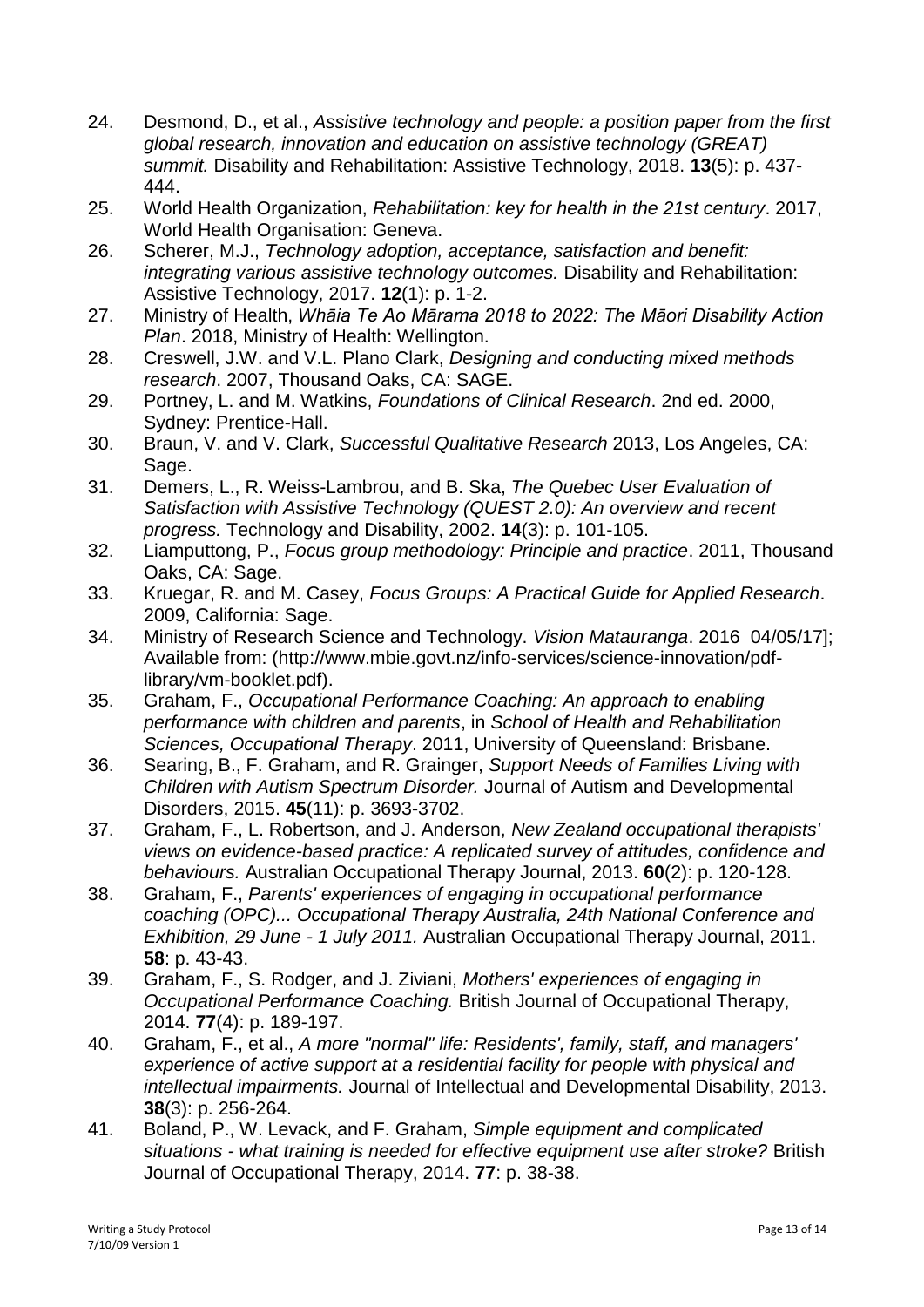24. Desmond, D., et al., *Assistive technology and people: a position paper from the first global research, innovation and education on assistive technology (GREAT) summit.* Disability and Rehabilitation: Assistive Technology, 2018. **13**(5): p. 437-444.
25. World Health Organization, *Rehabilitation: key for health in the 21st century*. 2017, World Health Organisation: Geneva.
26. Scherer, M.J., *Technology adoption, acceptance, satisfaction and benefit: integrating various assistive technology outcomes.* Disability and Rehabilitation: Assistive Technology, 2017. **12**(1): p. 1-2.
27. Ministry of Health, *Whāia Te Ao Mārama 2018 to 2022: The Māori Disability Action Plan*. 2018, Ministry of Health: Wellington.
28. Creswell, J.W. and V.L. Plano Clark, *Designing and conducting mixed methods research*. 2007, Thousand Oaks, CA: SAGE.
29. Portney, L. and M. Watkins, *Foundations of Clinical Research*. 2nd ed. 2000, Sydney: Prentice-Hall.
30. Braun, V. and V. Clark, *Successful Qualitative Research* 2013, Los Angeles, CA: Sage.
31. Demers, L., R. Weiss-Lambrou, and B. Ska, *The Quebec User Evaluation of Satisfaction with Assistive Technology (QUEST 2.0): An overview and recent progress.* Technology and Disability, 2002. **14**(3): p. 101-105.
32. Liamputtong, P., *Focus group methodology: Principle and practice*. 2011, Thousand Oaks, CA: Sage.
33. Kruegar, R. and M. Casey, *Focus Groups: A Practical Guide for Applied Research*. 2009, California: Sage.
34. Ministry of Research Science and Technology. *Vision Matauranga*. 2016 04/05/17]; Available from: (http://www.mbie.govt.nz/info-services/science-innovation/pdf-library/vm-booklet.pdf).
35. Graham, F., *Occupational Performance Coaching: An approach to enabling performance with children and parents*, in *School of Health and Rehabilitation Sciences, Occupational Therapy*. 2011, University of Queensland: Brisbane.
36. Searing, B., F. Graham, and R. Grainger, *Support Needs of Families Living with Children with Autism Spectrum Disorder.* Journal of Autism and Developmental Disorders, 2015. **45**(11): p. 3693-3702.
37. Graham, F., L. Robertson, and J. Anderson, *New Zealand occupational therapists' views on evidence-based practice: A replicated survey of attitudes, confidence and behaviours.* Australian Occupational Therapy Journal, 2013. **60**(2): p. 120-128.
38. Graham, F., *Parents' experiences of engaging in occupational performance coaching (OPC)... Occupational Therapy Australia, 24th National Conference and Exhibition, 29 June - 1 July 2011.* Australian Occupational Therapy Journal, 2011. **58**: p. 43-43.
39. Graham, F., S. Rodger, and J. Ziviani, *Mothers' experiences of engaging in Occupational Performance Coaching.* British Journal of Occupational Therapy, 2014. **77**(4): p. 189-197.
40. Graham, F., et al., *A more "normal" life: Residents', family, staff, and managers' experience of active support at a residential facility for people with physical and intellectual impairments.* Journal of Intellectual and Developmental Disability, 2013. **38**(3): p. 256-264.
41. Boland, P., W. Levack, and F. Graham, *Simple equipment and complicated situations - what training is needed for effective equipment use after stroke?* British Journal of Occupational Therapy, 2014. **77**: p. 38-38.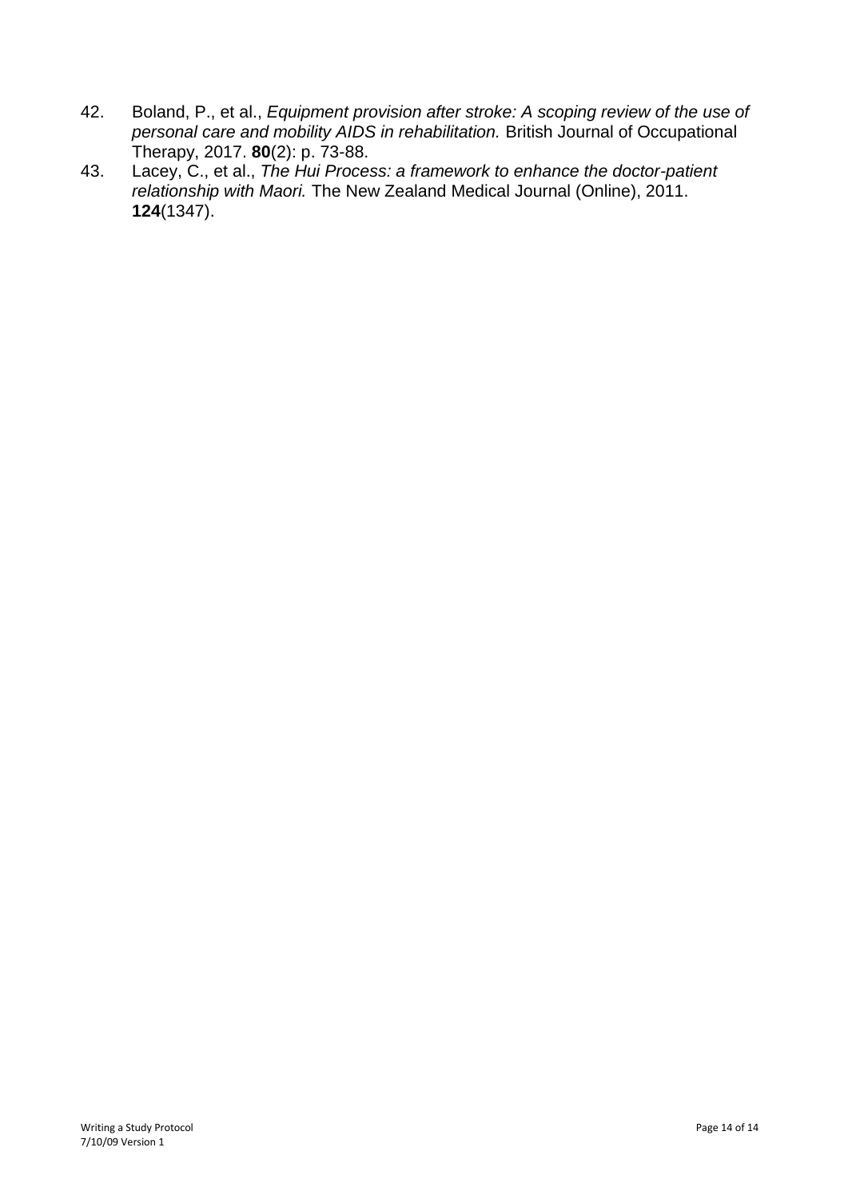42. Boland, P., et al., *Equipment provision after stroke: A scoping review of the use of personal care and mobility AIDS in rehabilitation.* British Journal of Occupational Therapy, 2017. **80**(2): p. 73-88.
43. Lacey, C., et al., *The Hui Process: a framework to enhance the doctor-patient relationship with Maori.* The New Zealand Medical Journal (Online), 2011. **124**(1347).